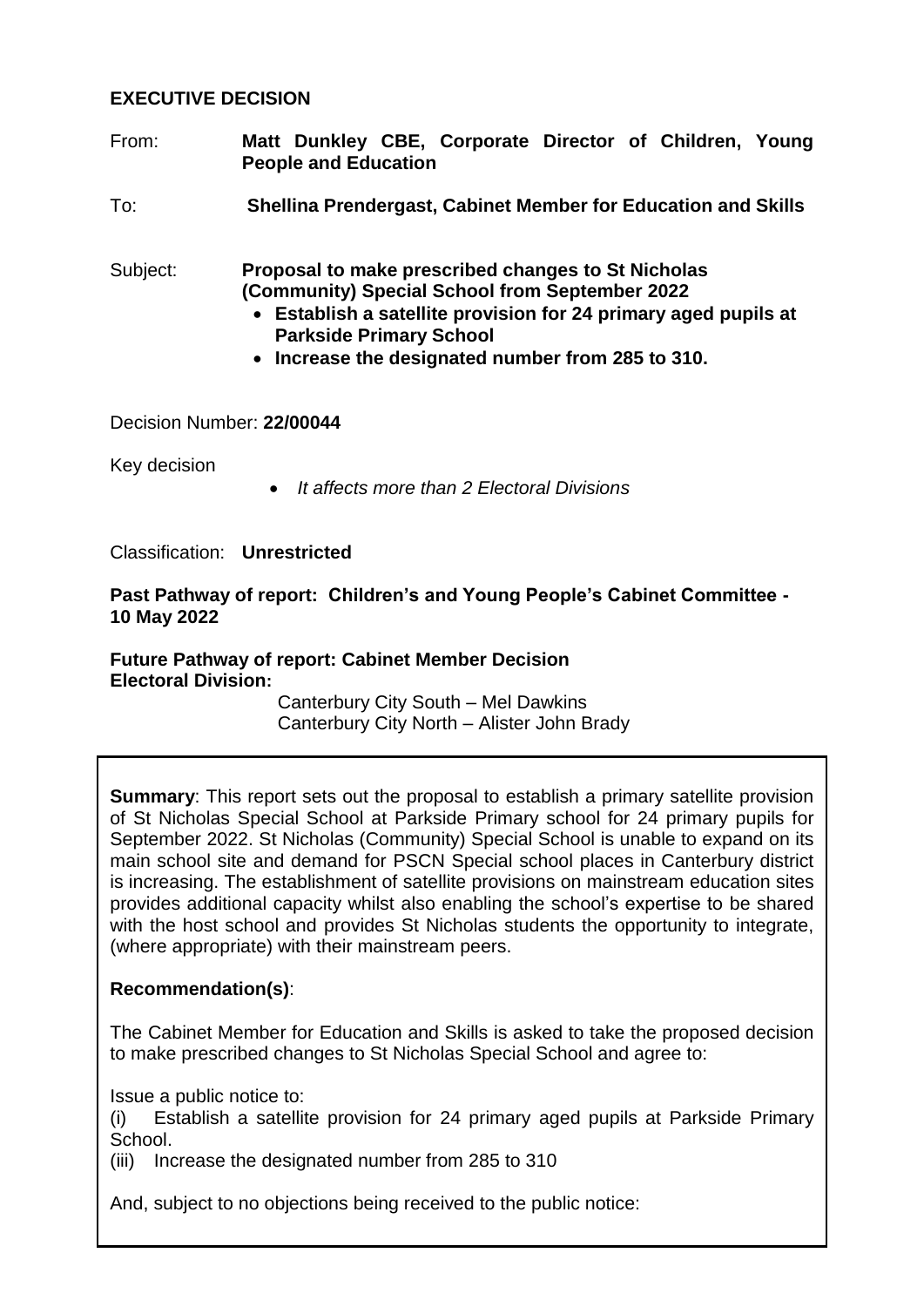**EXECUTIVE DECISION**

From: **Matt Dunkley CBE, Corporate Director of Children, Young People and Education**

To: **Shellina Prendergast, Cabinet Member for Education and Skills**

Subject: **Proposal to make prescribed changes to St Nicholas (Community) Special School from September 2022**

- **Establish a satellite provision for 24 primary aged pupils at Parkside Primary School**
- **Increase the designated number from 285 to 310.**

Decision Number: **22/00044**

Key decision

- *It affects more than 2 Electoral Divisions*

Classification: **Unrestricted**

**Past Pathway of report: Children's and Young People's Cabinet Committee - 10 May 2022**

**Future Pathway of report: Cabinet Member Decision**
**Electoral Division:**

Canterbury City South – Mel Dawkins
Canterbury City North – Alister John Brady

**Summary**: This report sets out the proposal to establish a primary satellite provision of St Nicholas Special School at Parkside Primary school for 24 primary pupils for September 2022. St Nicholas (Community) Special School is unable to expand on its main school site and demand for PSCN Special school places in Canterbury district is increasing. The establishment of satellite provisions on mainstream education sites provides additional capacity whilst also enabling the school's expertise to be shared with the host school and provides St Nicholas students the opportunity to integrate, (where appropriate) with their mainstream peers.

**Recommendation(s)**:

The Cabinet Member for Education and Skills is asked to take the proposed decision to make prescribed changes to St Nicholas Special School and agree to:

Issue a public notice to:

(i) Establish a satellite provision for 24 primary aged pupils at Parkside Primary School.

(iii) Increase the designated number from 285 to 310

And, subject to no objections being received to the public notice: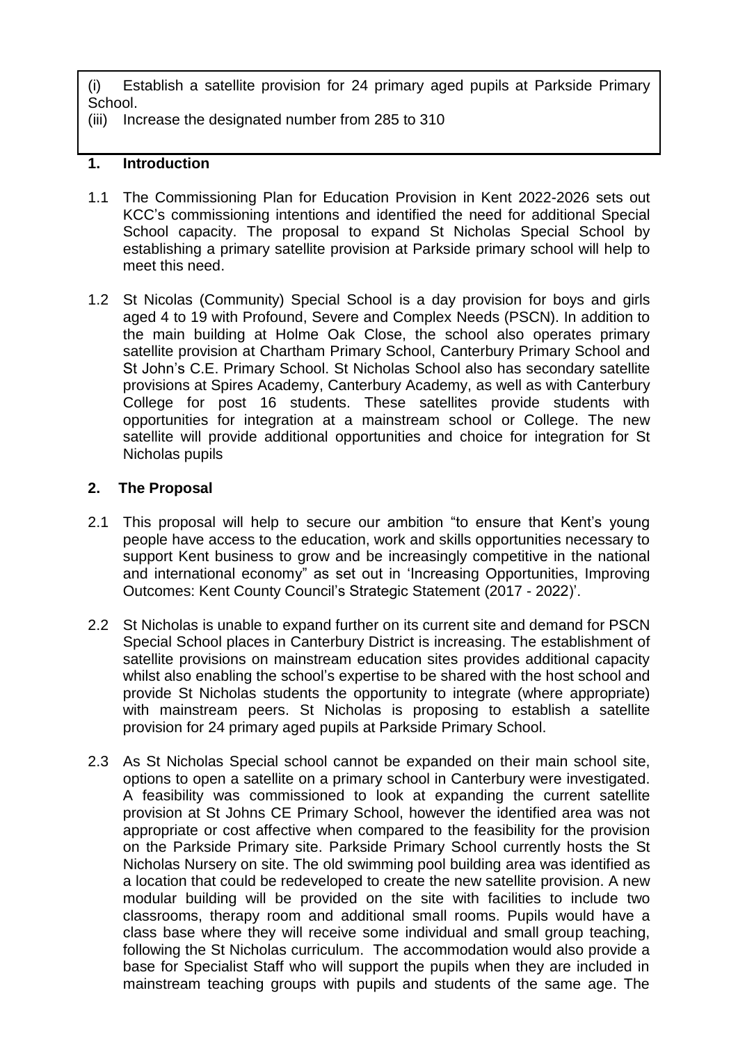(i) Establish a satellite provision for 24 primary aged pupils at Parkside Primary School.
(iii) Increase the designated number from 285 to 310

## 1. Introduction

1.1 The Commissioning Plan for Education Provision in Kent 2022-2026 sets out KCC's commissioning intentions and identified the need for additional Special School capacity. The proposal to expand St Nicholas Special School by establishing a primary satellite provision at Parkside primary school will help to meet this need.

1.2 St Nicolas (Community) Special School is a day provision for boys and girls aged 4 to 19 with Profound, Severe and Complex Needs (PSCN). In addition to the main building at Holme Oak Close, the school also operates primary satellite provision at Chartham Primary School, Canterbury Primary School and St John's C.E. Primary School. St Nicholas School also has secondary satellite provisions at Spires Academy, Canterbury Academy, as well as with Canterbury College for post 16 students. These satellites provide students with opportunities for integration at a mainstream school or College. The new satellite will provide additional opportunities and choice for integration for St Nicholas pupils

## 2. The Proposal

2.1 This proposal will help to secure our ambition "to ensure that Kent's young people have access to the education, work and skills opportunities necessary to support Kent business to grow and be increasingly competitive in the national and international economy" as set out in 'Increasing Opportunities, Improving Outcomes: Kent County Council's Strategic Statement (2017 - 2022)'.

2.2 St Nicholas is unable to expand further on its current site and demand for PSCN Special School places in Canterbury District is increasing. The establishment of satellite provisions on mainstream education sites provides additional capacity whilst also enabling the school's expertise to be shared with the host school and provide St Nicholas students the opportunity to integrate (where appropriate) with mainstream peers. St Nicholas is proposing to establish a satellite provision for 24 primary aged pupils at Parkside Primary School.

2.3 As St Nicholas Special school cannot be expanded on their main school site, options to open a satellite on a primary school in Canterbury were investigated. A feasibility was commissioned to look at expanding the current satellite provision at St Johns CE Primary School, however the identified area was not appropriate or cost affective when compared to the feasibility for the provision on the Parkside Primary site. Parkside Primary School currently hosts the St Nicholas Nursery on site. The old swimming pool building area was identified as a location that could be redeveloped to create the new satellite provision. A new modular building will be provided on the site with facilities to include two classrooms, therapy room and additional small rooms. Pupils would have a class base where they will receive some individual and small group teaching, following the St Nicholas curriculum. The accommodation would also provide a base for Specialist Staff who will support the pupils when they are included in mainstream teaching groups with pupils and students of the same age. The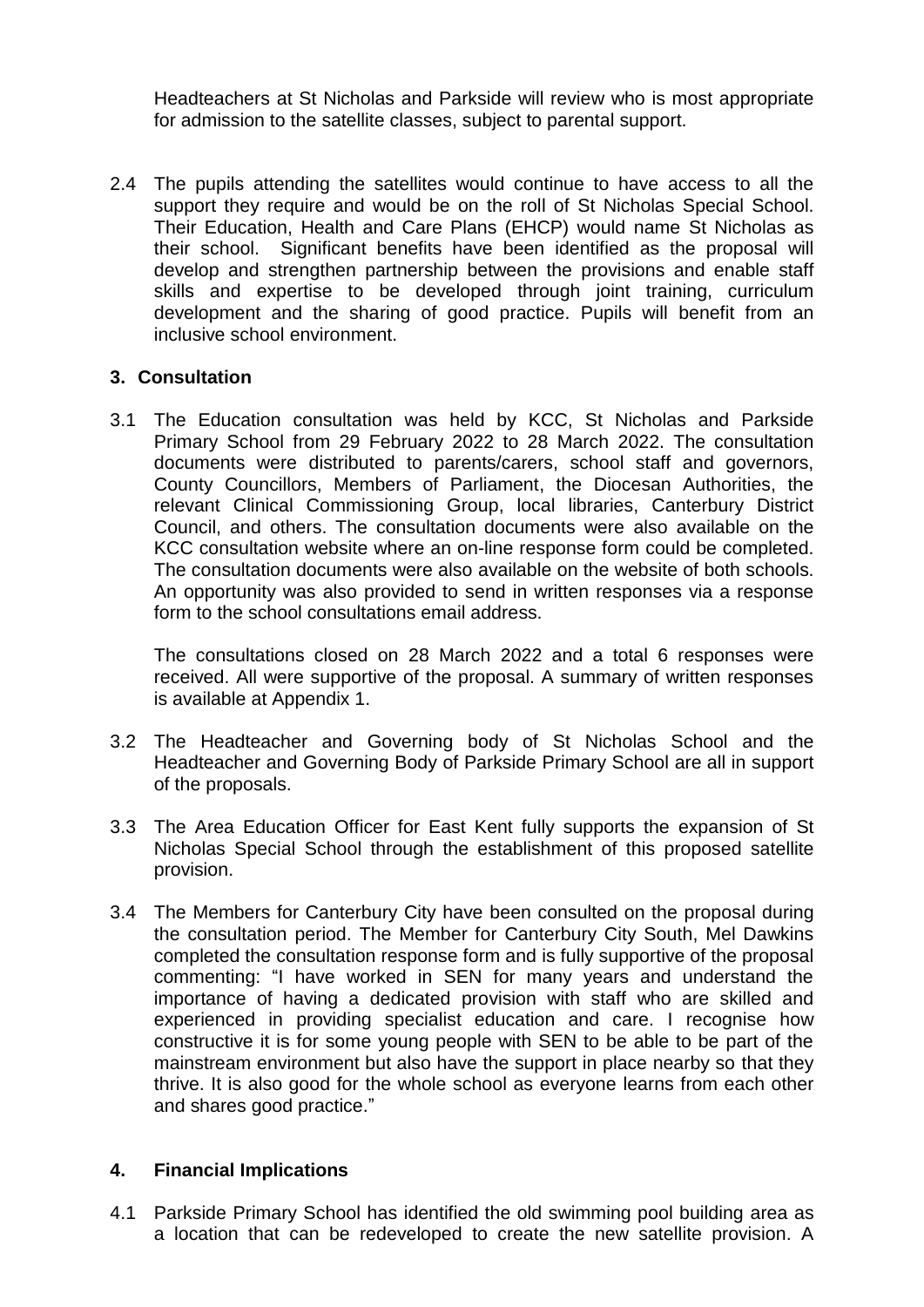Headteachers at St Nicholas and Parkside will review who is most appropriate for admission to the satellite classes, subject to parental support.

2.4 The pupils attending the satellites would continue to have access to all the support they require and would be on the roll of St Nicholas Special School. Their Education, Health and Care Plans (EHCP) would name St Nicholas as their school. Significant benefits have been identified as the proposal will develop and strengthen partnership between the provisions and enable staff skills and expertise to be developed through joint training, curriculum development and the sharing of good practice. Pupils will benefit from an inclusive school environment.

## 3. Consultation

3.1 The Education consultation was held by KCC, St Nicholas and Parkside Primary School from 29 February 2022 to 28 March 2022. The consultation documents were distributed to parents/carers, school staff and governors, County Councillors, Members of Parliament, the Diocesan Authorities, the relevant Clinical Commissioning Group, local libraries, Canterbury District Council, and others. The consultation documents were also available on the KCC consultation website where an on-line response form could be completed. The consultation documents were also available on the website of both schools. An opportunity was also provided to send in written responses via a response form to the school consultations email address.

The consultations closed on 28 March 2022 and a total 6 responses were received. All were supportive of the proposal. A summary of written responses is available at Appendix 1.

3.2 The Headteacher and Governing body of St Nicholas School and the Headteacher and Governing Body of Parkside Primary School are all in support of the proposals.

3.3 The Area Education Officer for East Kent fully supports the expansion of St Nicholas Special School through the establishment of this proposed satellite provision.

3.4 The Members for Canterbury City have been consulted on the proposal during the consultation period. The Member for Canterbury City South, Mel Dawkins completed the consultation response form and is fully supportive of the proposal commenting: "I have worked in SEN for many years and understand the importance of having a dedicated provision with staff who are skilled and experienced in providing specialist education and care. I recognise how constructive it is for some young people with SEN to be able to be part of the mainstream environment but also have the support in place nearby so that they thrive. It is also good for the whole school as everyone learns from each other and shares good practice."

## 4. Financial Implications

4.1 Parkside Primary School has identified the old swimming pool building area as a location that can be redeveloped to create the new satellite provision. A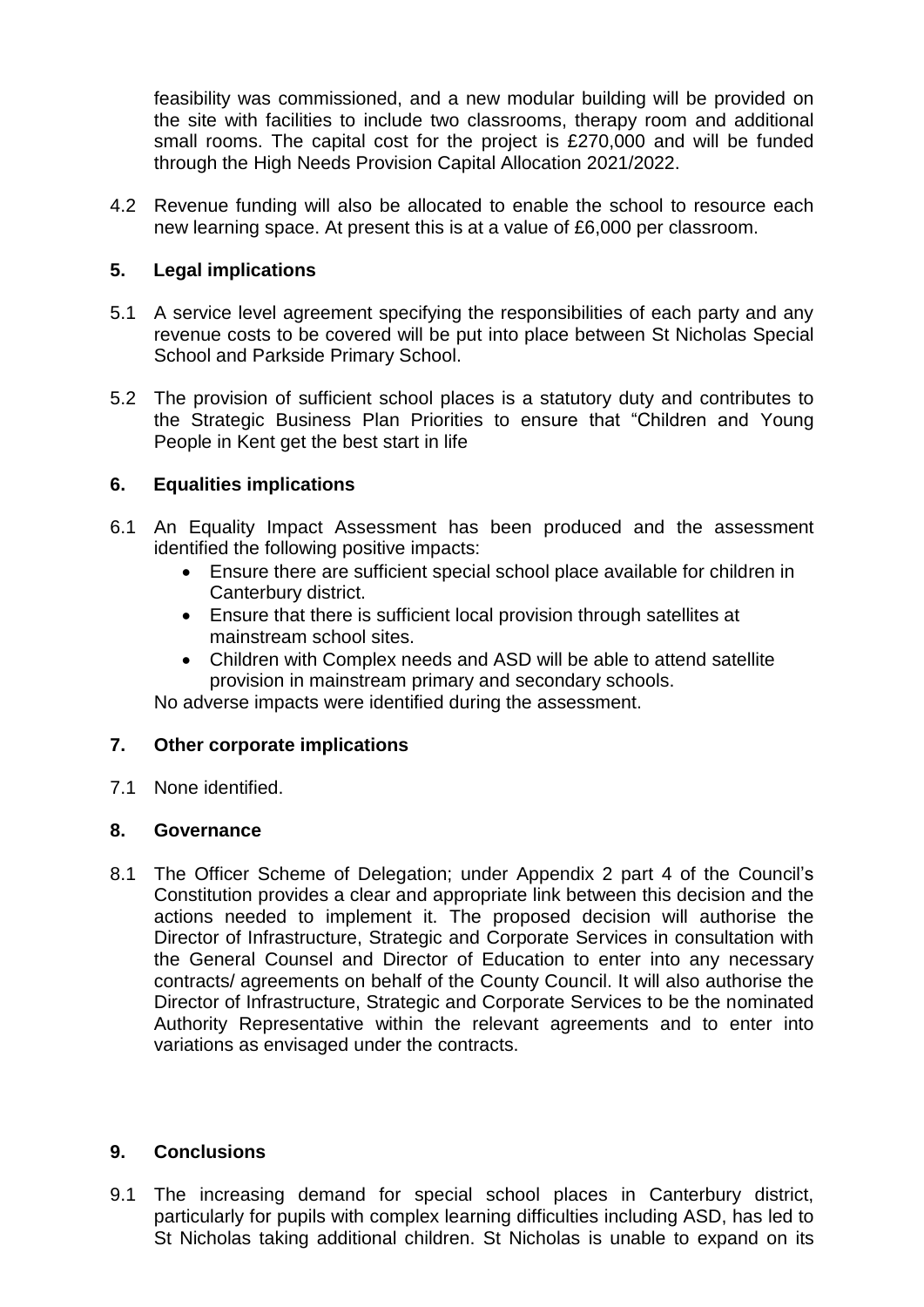feasibility was commissioned, and a new modular building will be provided on the site with facilities to include two classrooms, therapy room and additional small rooms. The capital cost for the project is £270,000 and will be funded through the High Needs Provision Capital Allocation 2021/2022.

4.2 Revenue funding will also be allocated to enable the school to resource each new learning space. At present this is at a value of £6,000 per classroom.

## 5. Legal implications

5.1 A service level agreement specifying the responsibilities of each party and any revenue costs to be covered will be put into place between St Nicholas Special School and Parkside Primary School.

5.2 The provision of sufficient school places is a statutory duty and contributes to the Strategic Business Plan Priorities to ensure that "Children and Young People in Kent get the best start in life

## 6. Equalities implications

6.1 An Equality Impact Assessment has been produced and the assessment identified the following positive impacts:

- Ensure there are sufficient special school place available for children in Canterbury district.
- Ensure that there is sufficient local provision through satellites at mainstream school sites.
- Children with Complex needs and ASD will be able to attend satellite provision in mainstream primary and secondary schools.

No adverse impacts were identified during the assessment.

## 7. Other corporate implications

7.1 None identified.

## 8. Governance

8.1 The Officer Scheme of Delegation; under Appendix 2 part 4 of the Council's Constitution provides a clear and appropriate link between this decision and the actions needed to implement it. The proposed decision will authorise the Director of Infrastructure, Strategic and Corporate Services in consultation with the General Counsel and Director of Education to enter into any necessary contracts/ agreements on behalf of the County Council. It will also authorise the Director of Infrastructure, Strategic and Corporate Services to be the nominated Authority Representative within the relevant agreements and to enter into variations as envisaged under the contracts.

## 9. Conclusions

9.1 The increasing demand for special school places in Canterbury district, particularly for pupils with complex learning difficulties including ASD, has led to St Nicholas taking additional children. St Nicholas is unable to expand on its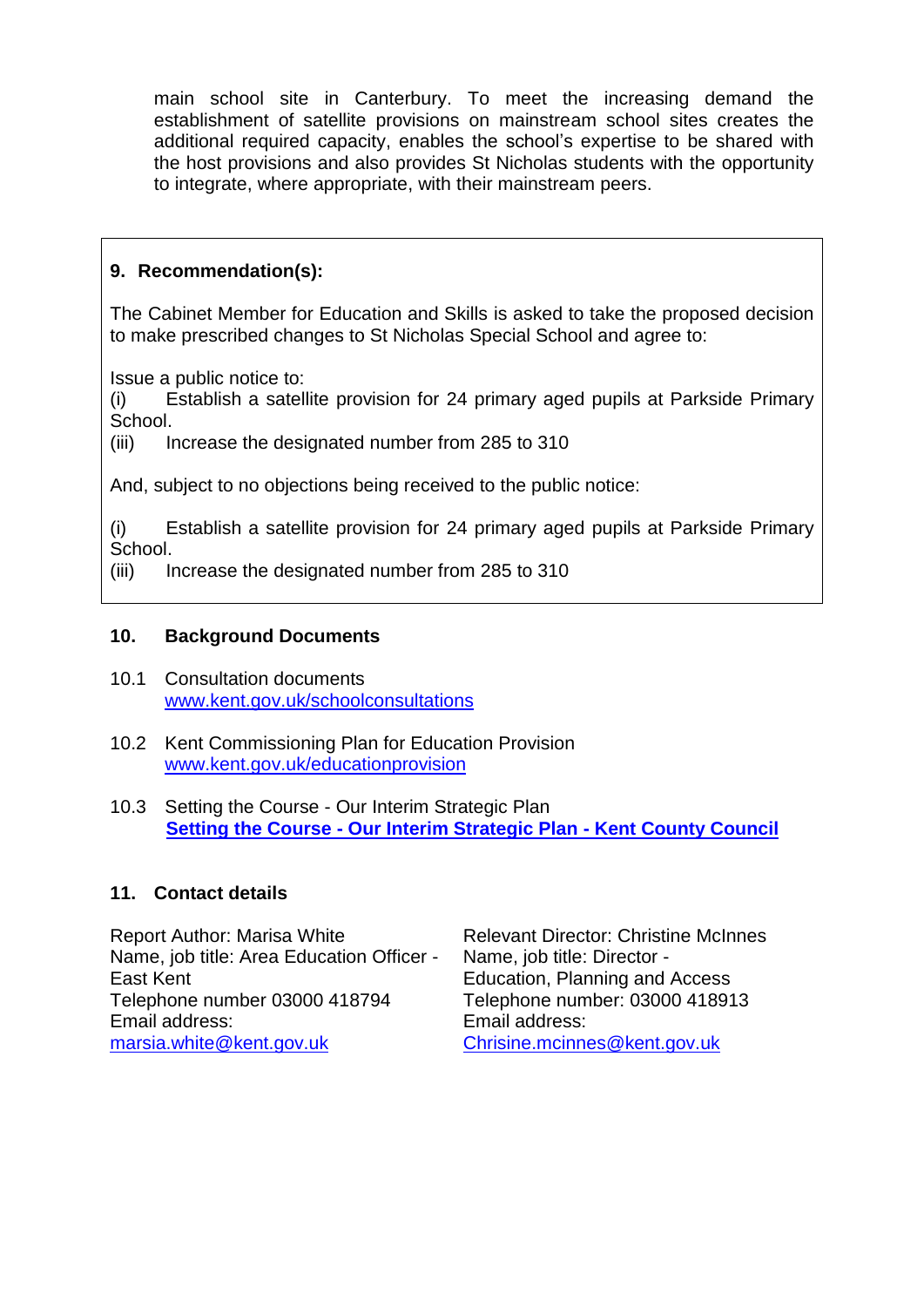main school site in Canterbury. To meet the increasing demand the establishment of satellite provisions on mainstream school sites creates the additional required capacity, enables the school's expertise to be shared with the host provisions and also provides St Nicholas students with the opportunity to integrate, where appropriate, with their mainstream peers.

## 9. Recommendation(s):

The Cabinet Member for Education and Skills is asked to take the proposed decision to make prescribed changes to St Nicholas Special School and agree to:

Issue a public notice to:

(i) Establish a satellite provision for 24 primary aged pupils at Parkside Primary School.

(iii) Increase the designated number from 285 to 310

And, subject to no objections being received to the public notice:

(i) Establish a satellite provision for 24 primary aged pupils at Parkside Primary School.

(iii) Increase the designated number from 285 to 310

## 10. Background Documents

10.1 Consultation documents
www.kent.gov.uk/schoolconsultations

10.2 Kent Commissioning Plan for Education Provision
www.kent.gov.uk/educationprovision

10.3 Setting the Course - Our Interim Strategic Plan
**Setting the Course - Our Interim Strategic Plan - Kent County Council**

## 11. Contact details

Report Author: Marisa White
Name, job title: Area Education Officer - East Kent
Telephone number 03000 418794
Email address:
marsia.white@kent.gov.uk

Relevant Director: Christine McInnes
Name, job title: Director - Education, Planning and Access
Telephone number: 03000 418913
Email address:
Chrisine.mcinnes@kent.gov.uk